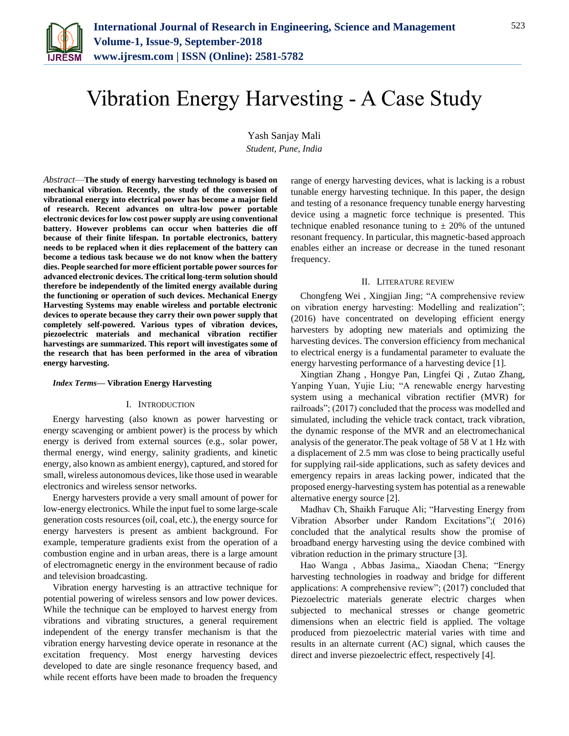# Vibration Energy Harvesting - A Case Study

Yash Sanjay Mali

*Student, Pune, India*

*Abstract*—**The study of energy harvesting technology is based on mechanical vibration. Recently, the study of the conversion of vibrational energy into electrical power has become a major field of research. Recent advances on ultra-low power portable electronic devices for low cost power supply are using conventional battery. However problems can occur when batteries die off because of their finite lifespan. In portable electronics, battery needs to be replaced when it dies replacement of the battery can become a tedious task because we do not know when the battery dies. People searched for more efficient portable power sources for advanced electronic devices. The critical long-term solution should therefore be independently of the limited energy available during the functioning or operation of such devices. Mechanical Energy Harvesting Systems may enable wireless and portable electronic devices to operate because they carry their own power supply that completely self-powered. Various types of vibration devices, piezoelectric materials and mechanical vibration rectifier harvestings are summarized. This report will investigates some of the research that has been performed in the area of vibration energy harvesting.**

***Index Terms*— Vibration Energy Harvesting**

## I. Introduction

Energy harvesting (also known as power harvesting or energy scavenging or ambient power) is the process by which energy is derived from external sources (e.g., solar power, thermal energy, wind energy, salinity gradients, and kinetic energy, also known as ambient energy), captured, and stored for small, wireless autonomous devices, like those used in wearable electronics and wireless sensor networks.

Energy harvesters provide a very small amount of power for low-energy electronics. While the input fuel to some large-scale generation costs resources (oil, coal, etc.), the energy source for energy harvesters is present as ambient background. For example, temperature gradients exist from the operation of a combustion engine and in urban areas, there is a large amount of electromagnetic energy in the environment because of radio and television broadcasting.

Vibration energy harvesting is an attractive technique for potential powering of wireless sensors and low power devices. While the technique can be employed to harvest energy from vibrations and vibrating structures, a general requirement independent of the energy transfer mechanism is that the vibration energy harvesting device operate in resonance at the excitation frequency. Most energy harvesting devices developed to date are single resonance frequency based, and while recent efforts have been made to broaden the frequency range of energy harvesting devices, what is lacking is a robust tunable energy harvesting technique. In this paper, the design and testing of a resonance frequency tunable energy harvesting device using a magnetic force technique is presented. This technique enabled resonance tuning to ± 20% of the untuned resonant frequency. In particular, this magnetic-based approach enables either an increase or decrease in the tuned resonant frequency.

## II. Literature review

Chongfeng Wei , Xingjian Jing; "A comprehensive review on vibration energy harvesting: Modelling and realization"; (2016) have concentrated on developing efficient energy harvesters by adopting new materials and optimizing the harvesting devices. The conversion efficiency from mechanical to electrical energy is a fundamental parameter to evaluate the energy harvesting performance of a harvesting device [1].

Xingtian Zhang , Hongye Pan, Lingfei Qi , Zutao Zhang, Yanping Yuan, Yujie Liu; "A renewable energy harvesting system using a mechanical vibration rectifier (MVR) for railroads"; (2017) concluded that the process was modelled and simulated, including the vehicle track contact, track vibration, the dynamic response of the MVR and an electromechanical analysis of the generator.The peak voltage of 58 V at 1 Hz with a displacement of 2.5 mm was close to being practically useful for supplying rail-side applications, such as safety devices and emergency repairs in areas lacking power, indicated that the proposed energy-harvesting system has potential as a renewable alternative energy source [2].

Madhav Ch, Shaikh Faruque Ali; "Harvesting Energy from Vibration Absorber under Random Excitations";( 2016) concluded that the analytical results show the promise of broadband energy harvesting using the device combined with vibration reduction in the primary structure [3].

Hao Wanga , Abbas Jasima,, Xiaodan Chena; "Energy harvesting technologies in roadway and bridge for different applications: A comprehensive review"; (2017) concluded that Piezoelectric materials generate electric charges when subjected to mechanical stresses or change geometric dimensions when an electric field is applied. The voltage produced from piezoelectric material varies with time and results in an alternate current (AC) signal, which causes the direct and inverse piezoelectric effect, respectively [4].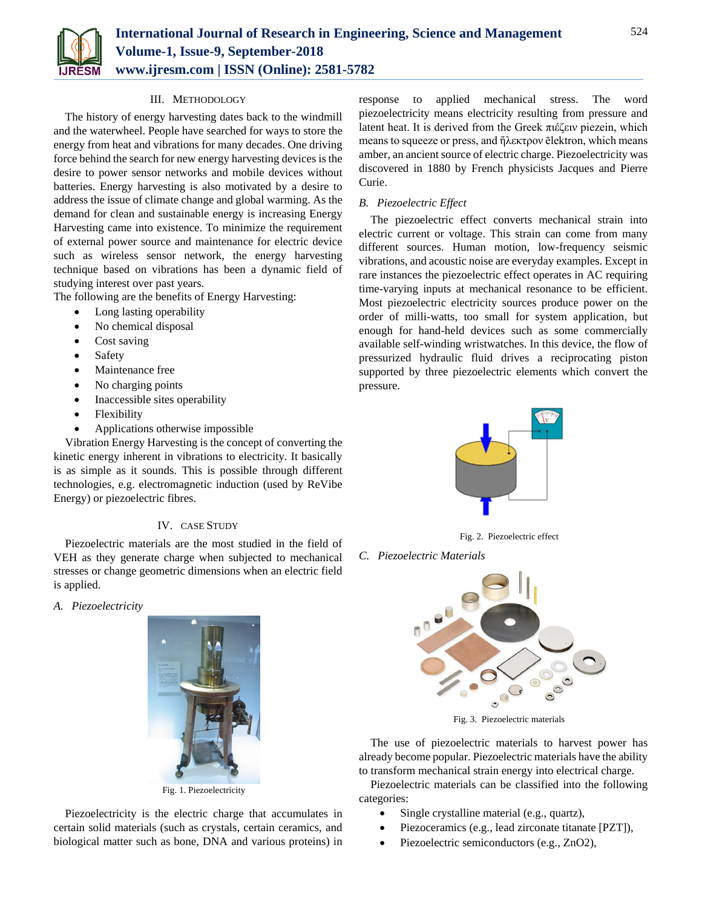## III. METHODOLOGY

The history of energy harvesting dates back to the windmill and the waterwheel. People have searched for ways to store the energy from heat and vibrations for many decades. One driving force behind the search for new energy harvesting devices is the desire to power sensor networks and mobile devices without batteries. Energy harvesting is also motivated by a desire to address the issue of climate change and global warming. As the demand for clean and sustainable energy is increasing Energy Harvesting came into existence. To minimize the requirement of external power source and maintenance for electric device such as wireless sensor network, the energy harvesting technique based on vibrations has been a dynamic field of studying interest over past years.

The following are the benefits of Energy Harvesting:

- Long lasting operability
- No chemical disposal
- Cost saving
- Safety
- Maintenance free
- No charging points
- Inaccessible sites operability
- Flexibility
- Applications otherwise impossible

Vibration Energy Harvesting is the concept of converting the kinetic energy inherent in vibrations to electricity. It basically is as simple as it sounds. This is possible through different technologies, e.g. electromagnetic induction (used by ReVibe Energy) or piezoelectric fibres.

## IV. CASE STUDY

Piezoelectric materials are the most studied in the field of VEH as they generate charge when subjected to mechanical stresses or change geometric dimensions when an electric field is applied.

### A. Piezoelectricity

Fig. 1. Piezoelectricity

Piezoelectricity is the electric charge that accumulates in certain solid materials (such as crystals, certain ceramics, and biological matter such as bone, DNA and various proteins) in response to applied mechanical stress. The word piezoelectricity means electricity resulting from pressure and latent heat. It is derived from the Greek πιέζειν piezein, which means to squeeze or press, and ἤλεκτρον ēlektron, which means amber, an ancient source of electric charge. Piezoelectricity was discovered in 1880 by French physicists Jacques and Pierre Curie.

### B. Piezoelectric Effect

The piezoelectric effect converts mechanical strain into electric current or voltage. This strain can come from many different sources. Human motion, low-frequency seismic vibrations, and acoustic noise are everyday examples. Except in rare instances the piezoelectric effect operates in AC requiring time-varying inputs at mechanical resonance to be efficient. Most piezoelectric electricity sources produce power on the order of milli-watts, too small for system application, but enough for hand-held devices such as some commercially available self-winding wristwatches. In this device, the flow of pressurized hydraulic fluid drives a reciprocating piston supported by three piezoelectric elements which convert the pressure.

Fig. 2. Piezoelectric effect

### C. Piezoelectric Materials

Fig. 3. Piezoelectric materials

The use of piezoelectric materials to harvest power has already become popular. Piezoelectric materials have the ability to transform mechanical strain energy into electrical charge.

Piezoelectric materials can be classified into the following categories:

- Single crystalline material (e.g., quartz),
- Piezoceramics (e.g., lead zirconate titanate [PZT]),
- Piezoelectric semiconductors (e.g., ZnO2),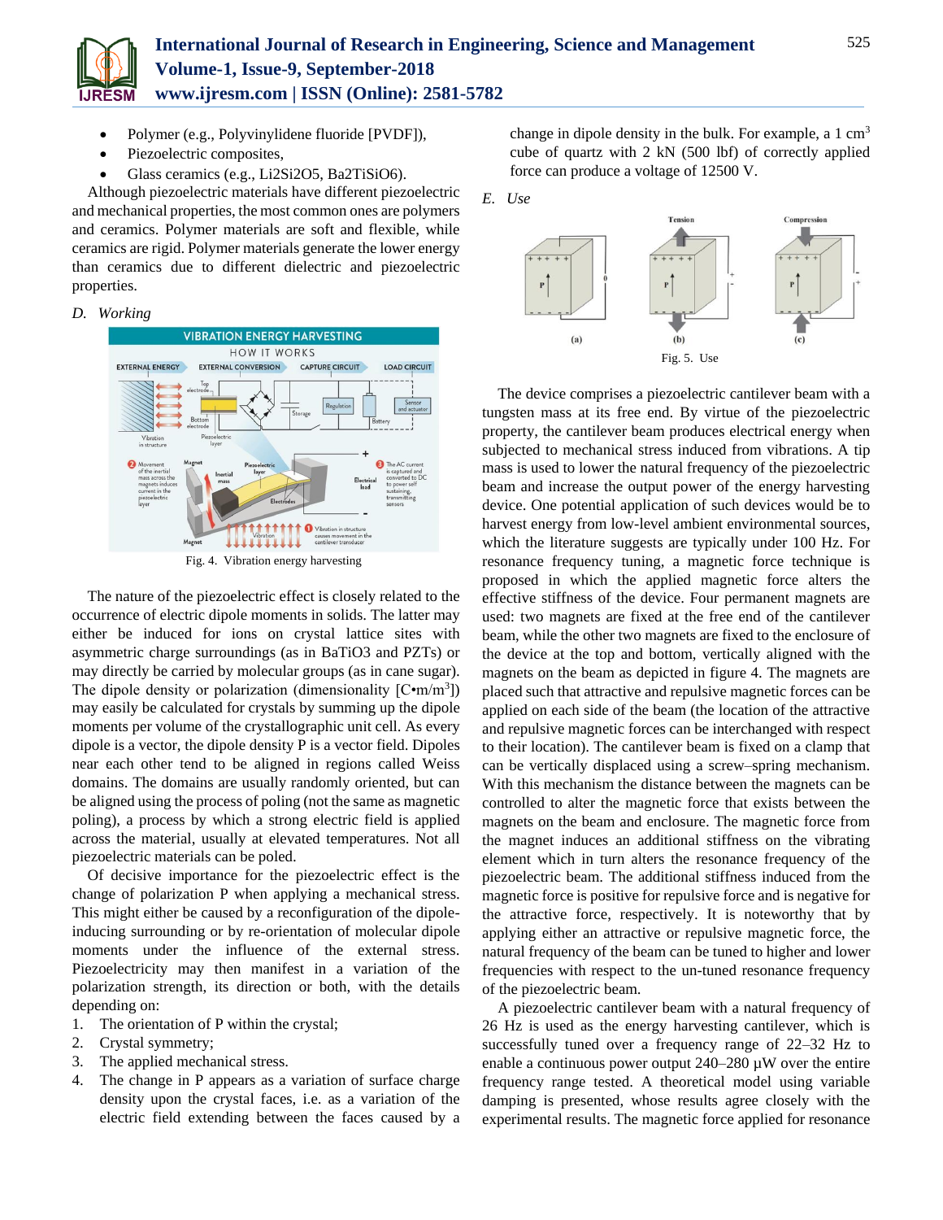- Polymer (e.g., Polyvinylidene fluoride [PVDF]),
- Piezoelectric composites,
- Glass ceramics (e.g., $Li_2Si_2O_5$, $Ba_2TiSiO_6$).

Although piezoelectric materials have different piezoelectric and mechanical properties, the most common ones are polymers and ceramics. Polymer materials are soft and flexible, while ceramics are rigid. Polymer materials generate the lower energy than ceramics due to different dielectric and piezoelectric properties.

### D. Working

VIBRATION ENERGY HARVESTING

HOW IT WORKS

EXTERNAL ENERGY

EXTERNAL CONVERSION

CAPTURE CIRCUIT

LOAD CIRCUIT

Top electrode

Bottom electrode

Piezoelectric layer

Vibration in structure

Storage

Regulation

Battery

Sensor and actuator

Magnet

Inertial mass

Piezoelectric layer

Electrodes

Electrical load

Magnet

Vibration

2 Movement of the inertial mass across the magnets induces current in the piezoelectric layer

3 The AC current is captured and converted to DC to power self sustaining, transmitting sensors

1 Vibration in structure causes movement in the cantilever transducer

Fig. 4. Vibration energy harvesting

The nature of the piezoelectric effect is closely related to the occurrence of electric dipole moments in solids. The latter may either be induced for ions on crystal lattice sites with asymmetric charge surroundings (as in $BaTiO_3$ and PZTs) or may directly be carried by molecular groups (as in cane sugar). The dipole density or polarization (dimensionality [$C{\cdot}m/m^3$]) may easily be calculated for crystals by summing up the dipole moments per volume of the crystallographic unit cell. As every dipole is a vector, the dipole density P is a vector field. Dipoles near each other tend to be aligned in regions called Weiss domains. The domains are usually randomly oriented, but can be aligned using the process of poling (not the same as magnetic poling), a process by which a strong electric field is applied across the material, usually at elevated temperatures. Not all piezoelectric materials can be poled.

Of decisive importance for the piezoelectric effect is the change of polarization P when applying a mechanical stress. This might either be caused by a reconfiguration of the dipole-inducing surrounding or by re-orientation of molecular dipole moments under the influence of the external stress. Piezoelectricity may then manifest in a variation of the polarization strength, its direction or both, with the details depending on:

1. The orientation of P within the crystal;
2. Crystal symmetry;
3. The applied mechanical stress.
4. The change in P appears as a variation of surface charge density upon the crystal faces, i.e. as a variation of the electric field extending between the faces caused by a change in dipole density in the bulk. For example, a 1 $cm^3$ cube of quartz with 2 kN (500 lbf) of correctly applied force can produce a voltage of 12500 V.

### E. Use

Tension

Compression

(a)

(b)

(c)

Fig. 5. Use

The device comprises a piezoelectric cantilever beam with a tungsten mass at its free end. By virtue of the piezoelectric property, the cantilever beam produces electrical energy when subjected to mechanical stress induced from vibrations. A tip mass is used to lower the natural frequency of the piezoelectric beam and increase the output power of the energy harvesting device. One potential application of such devices would be to harvest energy from low-level ambient environmental sources, which the literature suggests are typically under 100 Hz. For resonance frequency tuning, a magnetic force technique is proposed in which the applied magnetic force alters the effective stiffness of the device. Four permanent magnets are used: two magnets are fixed at the free end of the cantilever beam, while the other two magnets are fixed to the enclosure of the device at the top and bottom, vertically aligned with the magnets on the beam as depicted in figure 4. The magnets are placed such that attractive and repulsive magnetic forces can be applied on each side of the beam (the location of the attractive and repulsive magnetic forces can be interchanged with respect to their location). The cantilever beam is fixed on a clamp that can be vertically displaced using a screw–spring mechanism. With this mechanism the distance between the magnets can be controlled to alter the magnetic force that exists between the magnets on the beam and enclosure. The magnetic force from the magnet induces an additional stiffness on the vibrating element which in turn alters the resonance frequency of the piezoelectric beam. The additional stiffness induced from the magnetic force is positive for repulsive force and is negative for the attractive force, respectively. It is noteworthy that by applying either an attractive or repulsive magnetic force, the natural frequency of the beam can be tuned to higher and lower frequencies with respect to the un-tuned resonance frequency of the piezoelectric beam.

A piezoelectric cantilever beam with a natural frequency of 26 Hz is used as the energy harvesting cantilever, which is successfully tuned over a frequency range of 22–32 Hz to enable a continuous power output 240–280 µW over the entire frequency range tested. A theoretical model using variable damping is presented, whose results agree closely with the experimental results. The magnetic force applied for resonance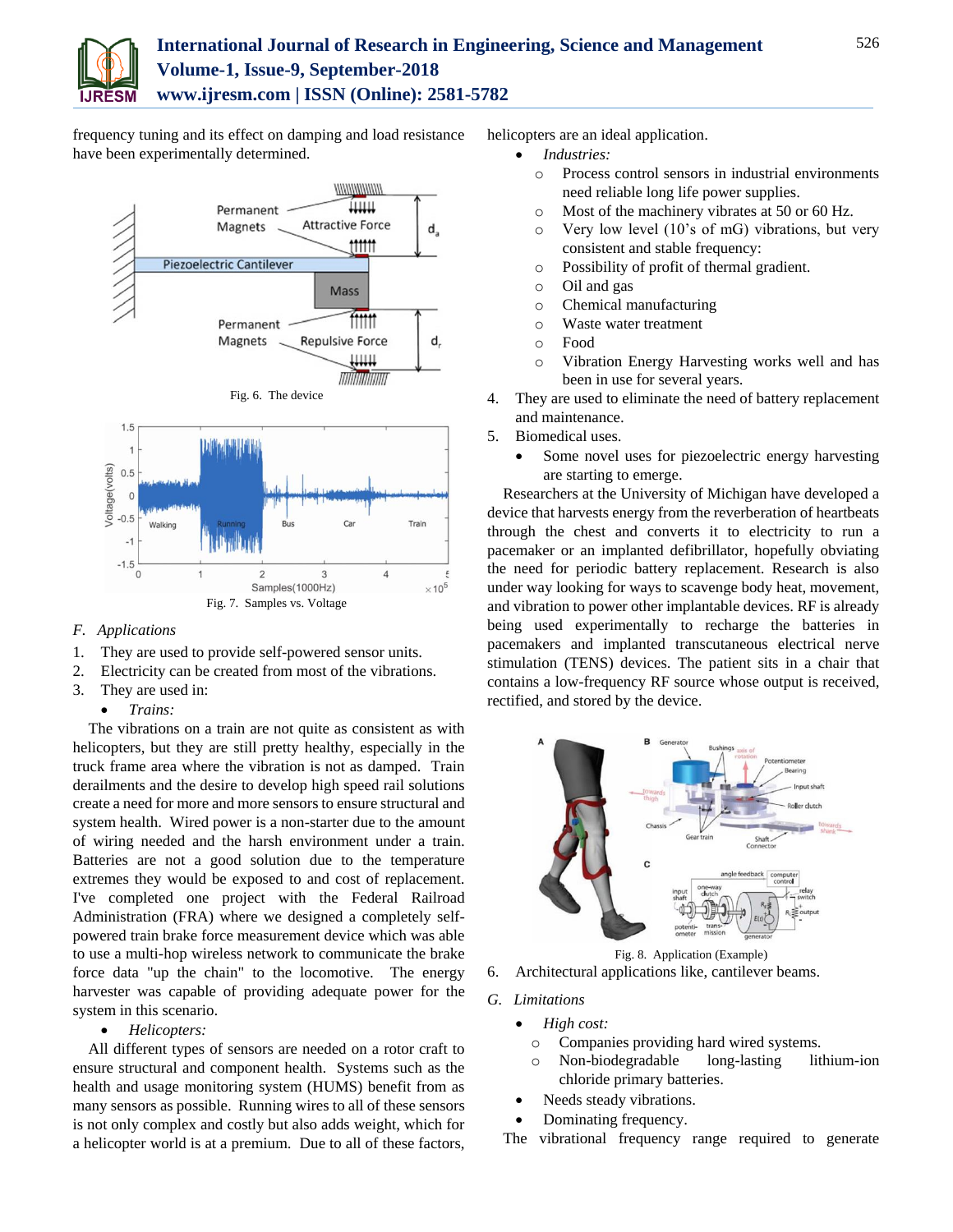frequency tuning and its effect on damping and load resistance have been experimentally determined.

Fig. 6. The device

Fig. 7. Samples vs. Voltage

### *F. Applications*

1. They are used to provide self-powered sensor units.
2. Electricity can be created from most of the vibrations.
3. They are used in:
   - *Trains:*

The vibrations on a train are not quite as consistent as with helicopters, but they are still pretty healthy, especially in the truck frame area where the vibration is not as damped. Train derailments and the desire to develop high speed rail solutions create a need for more and more sensors to ensure structural and system health. Wired power is a non-starter due to the amount of wiring needed and the harsh environment under a train. Batteries are not a good solution due to the temperature extremes they would be exposed to and cost of replacement. I've completed one project with the Federal Railroad Administration (FRA) where we designed a completely self-powered train brake force measurement device which was able to use a multi-hop wireless network to communicate the brake force data "up the chain" to the locomotive. The energy harvester was capable of providing adequate power for the system in this scenario.

   - *Helicopters:*

All different types of sensors are needed on a rotor craft to ensure structural and component health. Systems such as the health and usage monitoring system (HUMS) benefit from as many sensors as possible. Running wires to all of these sensors is not only complex and costly but also adds weight, which for a helicopter world is at a premium. Due to all of these factors, helicopters are an ideal application.

   - *Industries:*
     - Process control sensors in industrial environments need reliable long life power supplies.
     - Most of the machinery vibrates at 50 or 60 Hz.
     - Very low level (10's of mG) vibrations, but very consistent and stable frequency:
     - Possibility of profit of thermal gradient.
     - Oil and gas
     - Chemical manufacturing
     - Waste water treatment
     - Food
     - Vibration Energy Harvesting works well and has been in use for several years.
4. They are used to eliminate the need of battery replacement and maintenance.
5. Biomedical uses.
   - Some novel uses for piezoelectric energy harvesting are starting to emerge.

Researchers at the University of Michigan have developed a device that harvests energy from the reverberation of heartbeats through the chest and converts it to electricity to run a pacemaker or an implanted defibrillator, hopefully obviating the need for periodic battery replacement. Research is also under way looking for ways to scavenge body heat, movement, and vibration to power other implantable devices. RF is already being used experimentally to recharge the batteries in pacemakers and implanted transcutaneous electrical nerve stimulation (TENS) devices. The patient sits in a chair that contains a low-frequency RF source whose output is received, rectified, and stored by the device.

Fig. 8. Application (Example)

6. Architectural applications like, cantilever beams.

### *G. Limitations*

- *High cost:*
  - Companies providing hard wired systems.
  - Non-biodegradable long-lasting lithium-ion chloride primary batteries.
- Needs steady vibrations.
- Dominating frequency.

The vibrational frequency range required to generate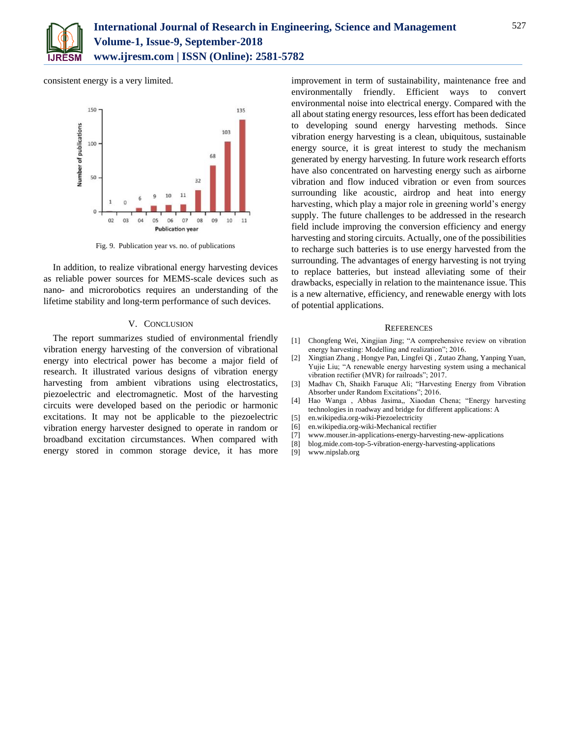consistent energy is a very limited.

150

100

50

0

Number of publications

1 0 6 9 10 11 32 68 103 135

02 03 04 05 06 07 08 09 10 11

Publication year

Fig. 9. Publication year vs. no. of publications

In addition, to realize vibrational energy harvesting devices as reliable power sources for MEMS-scale devices such as nano- and microrobotics requires an understanding of the lifetime stability and long-term performance of such devices.

## V. Conclusion

The report summarizes studied of environmental friendly vibration energy harvesting of the conversion of vibrational energy into electrical power has become a major field of research. It illustrated various designs of vibration energy harvesting from ambient vibrations using electrostatics, piezoelectric and electromagnetic. Most of the harvesting circuits were developed based on the periodic or harmonic excitations. It may not be applicable to the piezoelectric vibration energy harvester designed to operate in random or broadband excitation circumstances. When compared with energy stored in common storage device, it has more improvement in term of sustainability, maintenance free and environmentally friendly. Efficient ways to convert environmental noise into electrical energy. Compared with the all about stating energy resources, less effort has been dedicated to developing sound energy harvesting methods. Since vibration energy harvesting is a clean, ubiquitous, sustainable energy source, it is great interest to study the mechanism generated by energy harvesting. In future work research efforts have also concentrated on harvesting energy such as airborne vibration and flow induced vibration or even from sources surrounding like acoustic, airdrop and heat into energy harvesting, which play a major role in greening world's energy supply. The future challenges to be addressed in the research field include improving the conversion efficiency and energy harvesting and storing circuits. Actually, one of the possibilities to recharge such batteries is to use energy harvested from the surrounding. The advantages of energy harvesting is not trying to replace batteries, but instead alleviating some of their drawbacks, especially in relation to the maintenance issue. This is a new alternative, efficiency, and renewable energy with lots of potential applications.

## References

[1] Chongfeng Wei, Xingjian Jing; "A comprehensive review on vibration energy harvesting: Modelling and realization"; 2016.
[2] Xingtian Zhang , Hongye Pan, Lingfei Qi , Zutao Zhang, Yanping Yuan, Yujie Liu; "A renewable energy harvesting system using a mechanical vibration rectifier (MVR) for railroads"; 2017.
[3] Madhav Ch, Shaikh Faruque Ali; "Harvesting Energy from Vibration Absorber under Random Excitations"; 2016.
[4] Hao Wanga , Abbas Jasima,, Xiaodan Chena; "Energy harvesting technologies in roadway and bridge for different applications: A
[5] en.wikipedia.org-wiki-Piezoelectricity
[6] en.wikipedia.org-wiki-Mechanical rectifier
[7] www.mouser.in-applications-energy-harvesting-new-applications
[8] blog.mide.com-top-5-vibration-energy-harvesting-applications
[9] www.nipslab.org